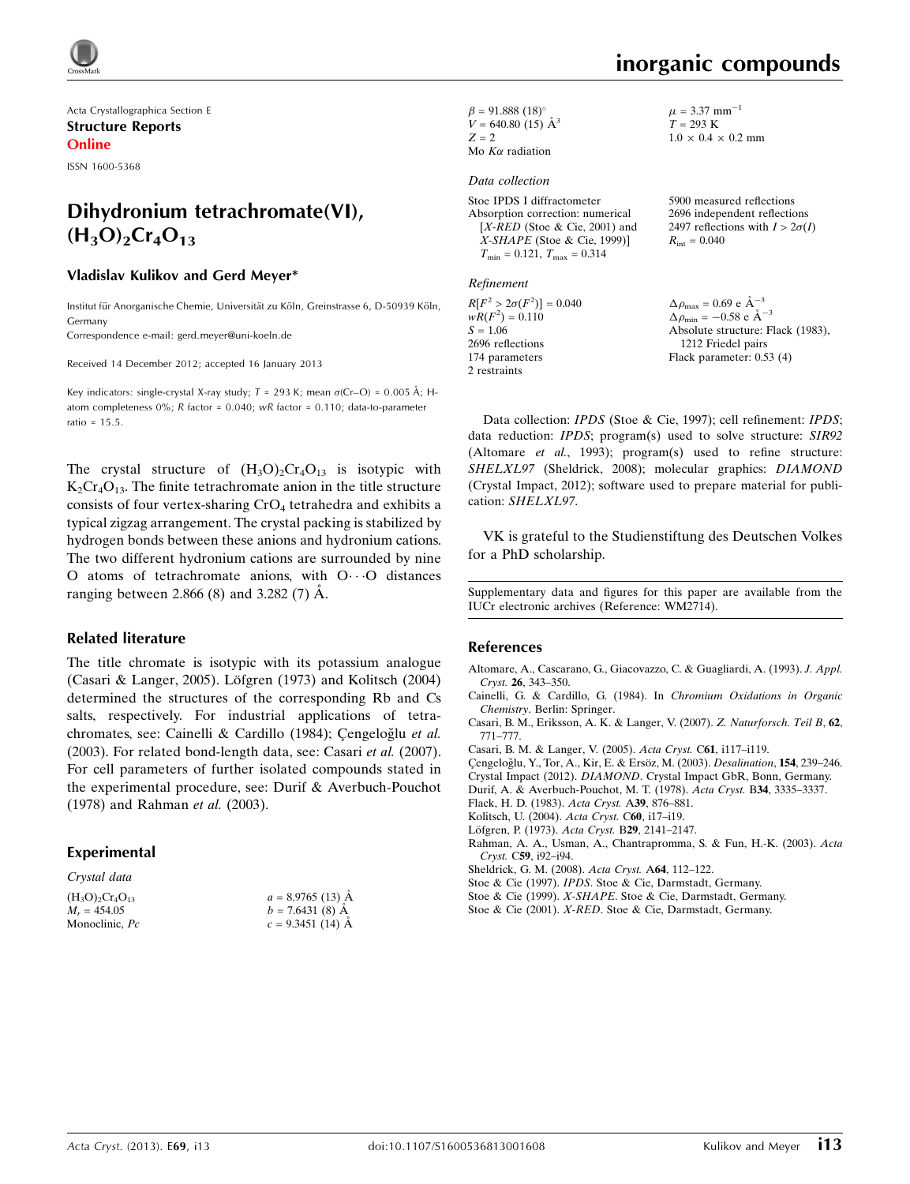Acta Crystallographica Section E

**Structure Reports Online**

ISSN 1600-5368

# Dihydronium tetrachromate(VI), $(H_3O)_2Cr_4O_{13}$

**Vladislav Kulikov and Gerd Meyer***

Institut für Anorganische Chemie, Universität zu Köln, Greinstrasse 6, D-50939 Köln, Germany

Correspondence e-mail: gerd.meyer@uni-koeln.de

Received 14 December 2012; accepted 16 January 2013

Key indicators: single-crystal X-ray study; $T$ = 293 K; mean $\sigma$(Cr–O) = 0.005 Å; H-atom completeness 0%; $R$ factor = 0.040; $wR$ factor = 0.110; data-to-parameter ratio = 15.5.

The crystal structure of $(H_3O)_2Cr_4O_{13}$ is isotypic with $K_2Cr_4O_{13}$. The finite tetrachromate anion in the title structure consists of four vertex-sharing $CrO_4$ tetrahedra and exhibits a typical zigzag arrangement. The crystal packing is stabilized by hydrogen bonds between these anions and hydronium cations. The two different hydronium cations are surrounded by nine O atoms of tetrachromate anions, with O···O distances ranging between 2.866 (8) and 3.282 (7) Å.

## Related literature

The title chromate is isotypic with its potassium analogue (Casari & Langer, 2005). Löfgren (1973) and Kolitsch (2004) determined the structures of the corresponding Rb and Cs salts, respectively. For industrial applications of tetrachromates, see: Cainelli & Cardillo (1984); Çengeloğlu *et al.* (2003). For related bond-length data, see: Casari *et al.* (2007). For cell parameters of further isolated compounds stated in the experimental procedure, see: Durif & Averbuch-Pouchot (1978) and Rahman *et al.* (2003).

## Experimental

*Crystal data*

$(H_3O)_2Cr_4O_{13}$
$M_r$ = 454.05
Monoclinic, $Pc$
$a$ = 8.9765 (13) Å
$b$ = 7.6431 (8) Å
$c$ = 9.3451 (14) Å
$\beta$ = 91.888 (18)°
$V$ = 640.80 (15) Å$^3$
$Z$ = 2
Mo $K\alpha$ radiation
$\mu$ = 3.37 mm$^{-1}$
$T$ = 293 K
1.0 × 0.4 × 0.2 mm

*Data collection*

Stoe IPDS I diffractometer
Absorption correction: numerical [*X-RED* (Stoe & Cie, 2001) and *X-SHAPE* (Stoe & Cie, 1999)]
$T_{min}$ = 0.121, $T_{max}$ = 0.314
5900 measured reflections
2696 independent reflections
2497 reflections with $I > 2\sigma(I)$
$R_{int}$ = 0.040

*Refinement*

$R[F^2 > 2\sigma(F^2)]$ = 0.040
$wR(F^2)$ = 0.110
$S$ = 1.06
2696 reflections
174 parameters
2 restraints
$\Delta\rho_{max}$ = 0.69 e Å$^{-3}$
$\Delta\rho_{min}$ = −0.58 e Å$^{-3}$
Absolute structure: Flack (1983), 1212 Friedel pairs
Flack parameter: 0.53 (4)

Data collection: *IPDS* (Stoe & Cie, 1997); cell refinement: *IPDS*; data reduction: *IPDS*; program(s) used to solve structure: *SIR92* (Altomare *et al.*, 1993); program(s) used to refine structure: *SHELXL97* (Sheldrick, 2008); molecular graphics: *DIAMOND* (Crystal Impact, 2012); software used to prepare material for publication: *SHELXL97*.

VK is grateful to the Studienstiftung des Deutschen Volkes for a PhD scholarship.

Supplementary data and figures for this paper are available from the IUCr electronic archives (Reference: WM2714).

## References

Altomare, A., Cascarano, G., Giacovazzo, C. & Guagliardi, A. (1993). *J. Appl. Cryst.* **26**, 343–350.
Cainelli, G. & Cardillo, G. (1984). In *Chromium Oxidations in Organic Chemistry*. Berlin: Springer.
Casari, B. M., Eriksson, A. K. & Langer, V. (2007). *Z. Naturforsch. Teil B*, **62**, 771–777.
Casari, B. M. & Langer, V. (2005). *Acta Cryst.* C**61**, i117–i119.
Çengeloğlu, Y., Tor, A., Kir, E. & Ersöz, M. (2003). *Desalination*, **154**, 239–246.
Crystal Impact (2012). *DIAMOND*. Crystal Impact GbR, Bonn, Germany.
Durif, A. & Averbuch-Pouchot, M. T. (1978). *Acta Cryst.* B**34**, 3335–3337.
Flack, H. D. (1983). *Acta Cryst.* A**39**, 876–881.
Kolitsch, U. (2004). *Acta Cryst.* C**60**, i17–i19.
Löfgren, P. (1973). *Acta Cryst.* B**29**, 2141–2147.
Rahman, A. A., Usman, A., Chantrapromma, S. & Fun, H.-K. (2003). *Acta Cryst.* C**59**, i92–i94.
Sheldrick, G. M. (2008). *Acta Cryst.* A**64**, 112–122.
Stoe & Cie (1997). *IPDS*. Stoe & Cie, Darmstadt, Germany.
Stoe & Cie (1999). *X-SHAPE*. Stoe & Cie, Darmstadt, Germany.
Stoe & Cie (2001). *X-RED*. Stoe & Cie, Darmstadt, Germany.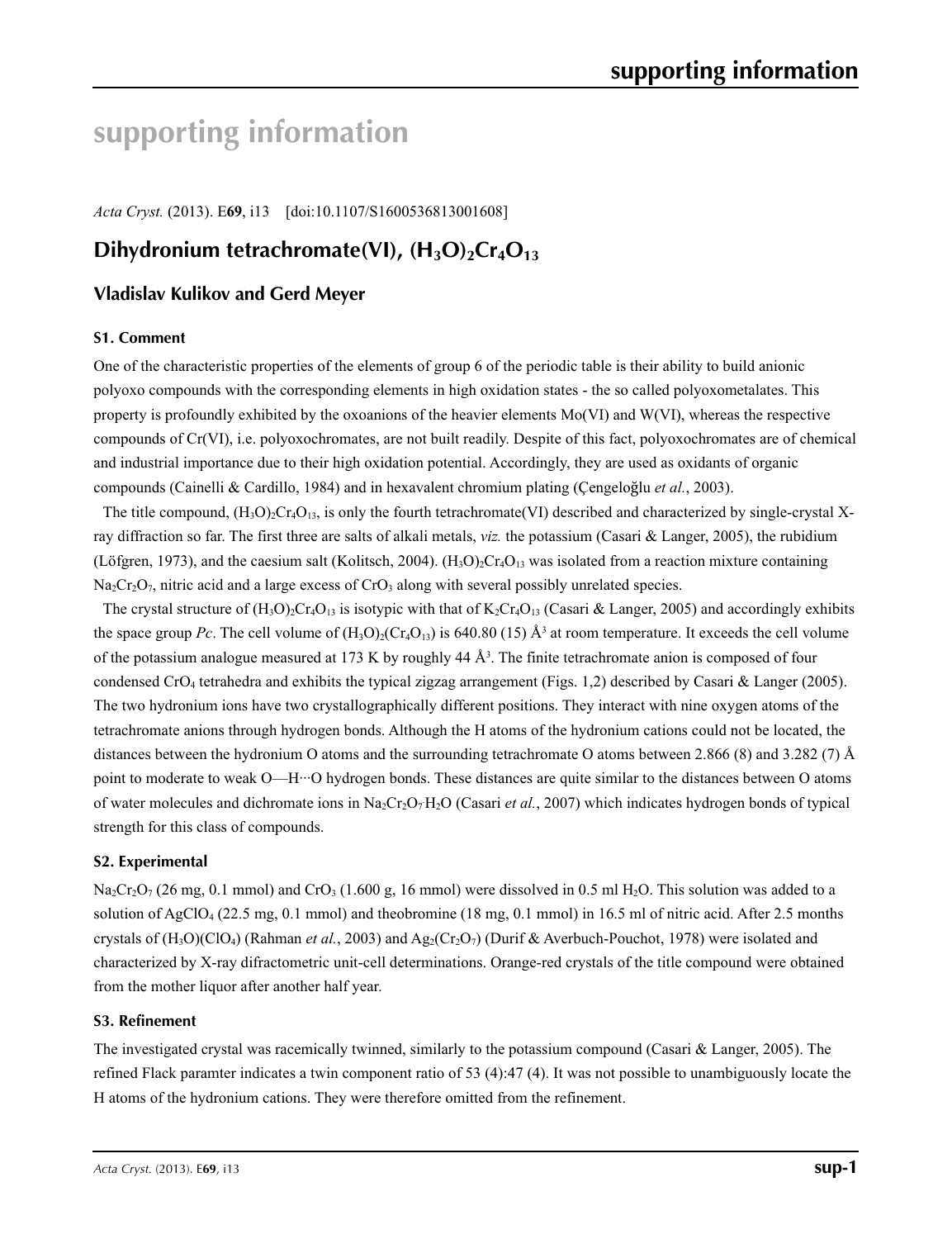# supporting information

*Acta Cryst.* (2013). E**69**, i13 [doi:10.1107/S1600536813001608]

## Dihydronium tetrachromate(VI), $(H_3O)_2Cr_4O_{13}$

### Vladislav Kulikov and Gerd Meyer

#### S1. Comment

One of the characteristic properties of the elements of group 6 of the periodic table is their ability to build anionic polyoxo compounds with the corresponding elements in high oxidation states - the so called polyoxometalates. This property is profoundly exhibited by the oxoanions of the heavier elements Mo(VI) and W(VI), whereas the respective compounds of Cr(VI), i.e. polyoxochromates, are not built readily. Despite of this fact, polyoxochromates are of chemical and industrial importance due to their high oxidation potential. Accordingly, they are used as oxidants of organic compounds (Cainelli & Cardillo, 1984) and in hexavalent chromium plating (Çengeloğlu *et al.*, 2003).

The title compound, $(H_3O)_2Cr_4O_{13}$, is only the fourth tetrachromate(VI) described and characterized by single-crystal X-ray diffraction so far. The first three are salts of alkali metals, *viz.* the potassium (Casari & Langer, 2005), the rubidium (Löfgren, 1973), and the caesium salt (Kolitsch, 2004). $(H_3O)_2Cr_4O_{13}$ was isolated from a reaction mixture containing $Na_2Cr_2O_7$, nitric acid and a large excess of $CrO_3$ along with several possibly unrelated species.

The crystal structure of $(H_3O)_2Cr_4O_{13}$ is isotypic with that of $K_2Cr_4O_{13}$ (Casari & Langer, 2005) and accordingly exhibits the space group *Pc*. The cell volume of $(H_3O)_2(Cr_4O_{13})$ is 640.80 (15) Å$^3$ at room temperature. It exceeds the cell volume of the potassium analogue measured at 173 K by roughly 44 Å$^3$. The finite tetrachromate anion is composed of four condensed $CrO_4$ tetrahedra and exhibits the typical zigzag arrangement (Figs. 1,2) described by Casari & Langer (2005). The two hydronium ions have two crystallographically different positions. They interact with nine oxygen atoms of the tetrachromate anions through hydrogen bonds. Although the H atoms of the hydronium cations could not be located, the distances between the hydronium O atoms and the surrounding tetrachromate O atoms between 2.866 (8) and 3.282 (7) Å point to moderate to weak O—H···O hydrogen bonds. These distances are quite similar to the distances between O atoms of water molecules and dichromate ions in $Na_2Cr_2O_7 \cdot H_2O$ (Casari *et al.*, 2007) which indicates hydrogen bonds of typical strength for this class of compounds.

#### S2. Experimental

$Na_2Cr_2O_7$ (26 mg, 0.1 mmol) and $CrO_3$ (1.600 g, 16 mmol) were dissolved in 0.5 ml $H_2O$. This solution was added to a solution of $AgClO_4$ (22.5 mg, 0.1 mmol) and theobromine (18 mg, 0.1 mmol) in 16.5 ml of nitric acid. After 2.5 months crystals of $(H_3O)(ClO_4)$ (Rahman *et al.*, 2003) and $Ag_2(Cr_2O_7)$ (Durif & Averbuch-Pouchot, 1978) were isolated and characterized by X-ray difractometric unit-cell determinations. Orange-red crystals of the title compound were obtained from the mother liquor after another half year.

#### S3. Refinement

The investigated crystal was racemically twinned, similarly to the potassium compound (Casari & Langer, 2005). The refined Flack paramter indicates a twin component ratio of 53 (4):47 (4). It was not possible to unambiguously locate the H atoms of the hydronium cations. They were therefore omitted from the refinement.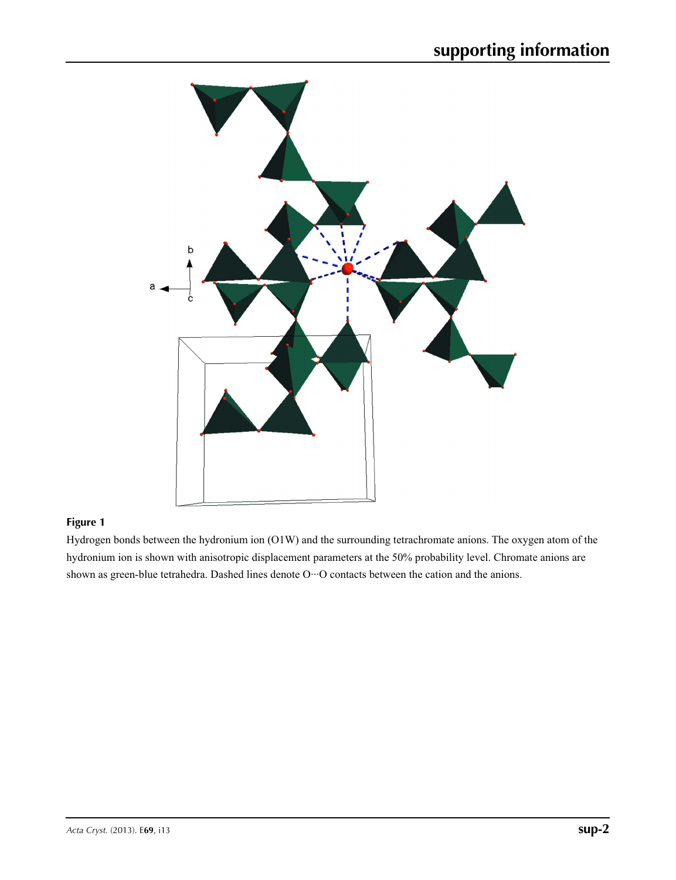**Figure 1**

Hydrogen bonds between the hydronium ion (O1W) and the surrounding tetrachromate anions. The oxygen atom of the hydronium ion is shown with anisotropic displacement parameters at the 50% probability level. Chromate anions are shown as green-blue tetrahedra. Dashed lines denote O···O contacts between the cation and the anions.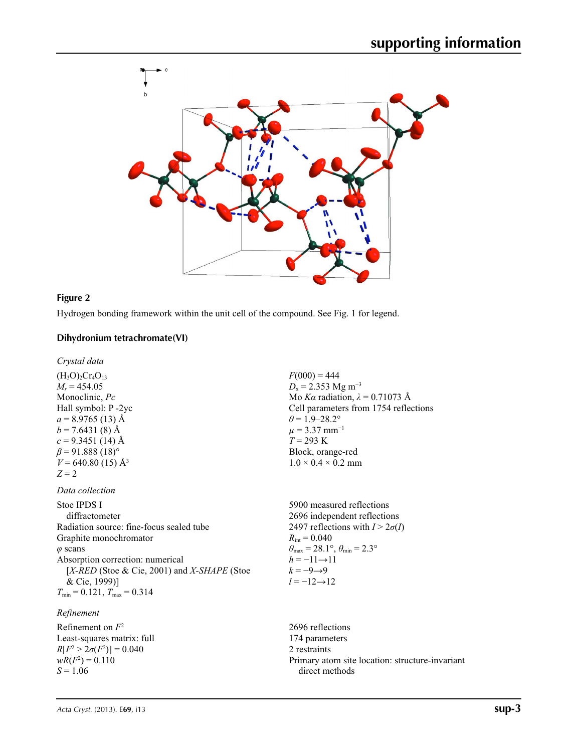**Figure 2**

Hydrogen bonding framework within the unit cell of the compound. See Fig. 1 for legend.

## Dihydronium tetrachromate(VI)

### *Crystal data*

$(H_3O)_2Cr_4O_{13}$
$M_r = 454.05$
Monoclinic, *Pc*
Hall symbol: P -2yc
$a = 8.9765$ (13) Å
$b = 7.6431$ (8) Å
$c = 9.3451$ (14) Å
$\beta = 91.888$ (18)°
$V = 640.80$ (15) Å$^3$
$Z = 2$
$F(000) = 444$
$D_x = 2.353$ Mg m$^{-3}$
Mo $K\alpha$ radiation, $\lambda = 0.71073$ Å
Cell parameters from 1754 reflections
$\theta = 1.9$–28.2°
$\mu = 3.37$ mm$^{-1}$
$T = 293$ K
Block, orange-red
1.0 × 0.4 × 0.2 mm

### *Data collection*

Stoe IPDS I
diffractometer
Radiation source: fine-focus sealed tube
Graphite monochromator
$\varphi$ scans
Absorption correction: numerical
[*X-RED* (Stoe & Cie, 2001) and *X-SHAPE* (Stoe & Cie, 1999)]
$T_{min} = 0.121$, $T_{max} = 0.314$
5900 measured reflections
2696 independent reflections
2497 reflections with $I > 2\sigma(I)$
$R_{int} = 0.040$
$\theta_{max} = 28.1°$, $\theta_{min} = 2.3°$
$h = -11 \rightarrow 11$
$k = -9 \rightarrow 9$
$l = -12 \rightarrow 12$

### *Refinement*

Refinement on $F^2$
Least-squares matrix: full
$R[F^2 > 2\sigma(F^2)] = 0.040$
$wR(F^2) = 0.110$
$S = 1.06$
2696 reflections
174 parameters
2 restraints
Primary atom site location: structure-invariant direct methods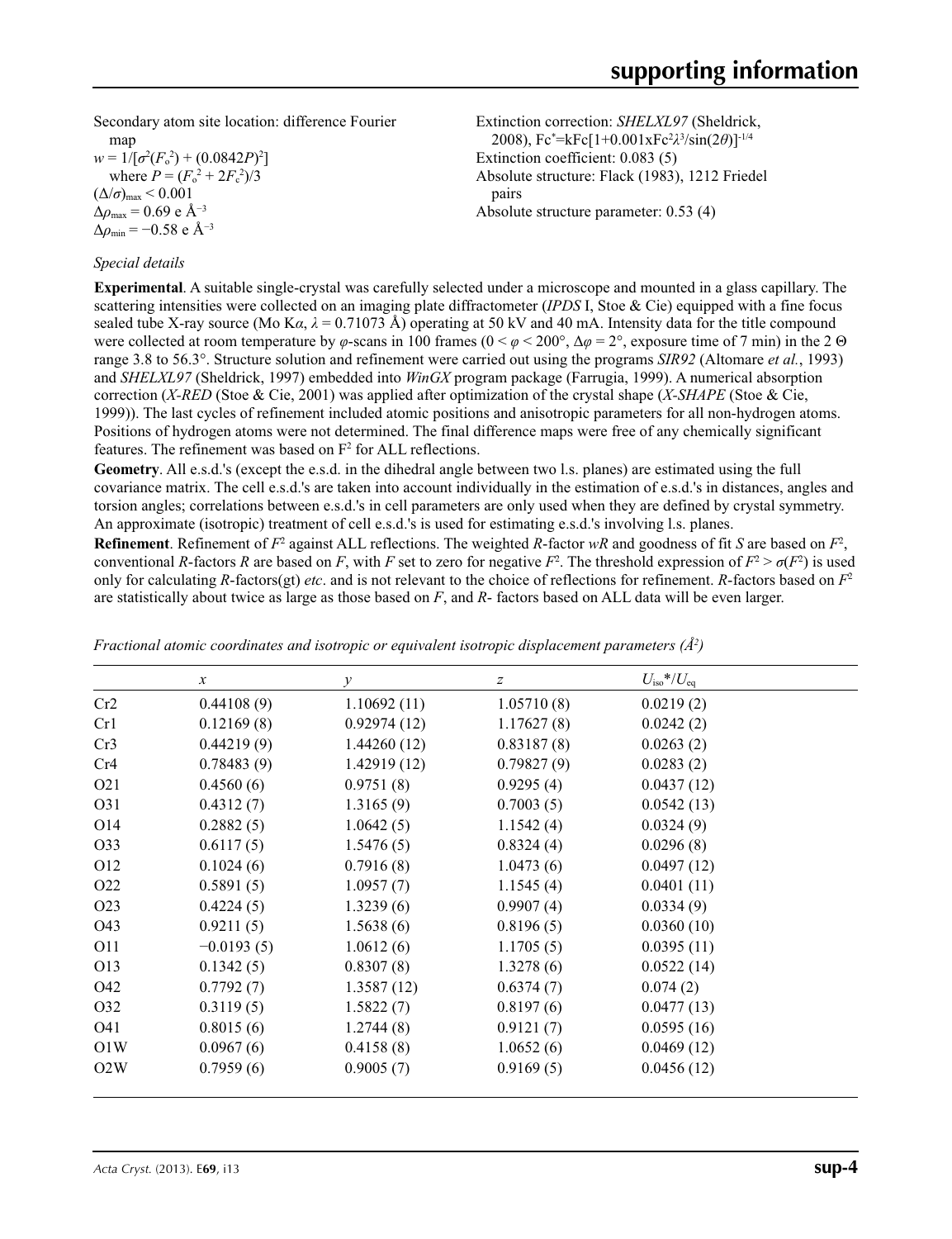Secondary atom site location: difference Fourier map

$w = 1/[\sigma^2(F_o^2) + (0.0842P)^2]$
where $P = (F_o^2 + 2F_c^2)/3$

$(\Delta/\sigma)_{max} < 0.001$

$\Delta\rho_{max} = 0.69$ e Å$^{-3}$

$\Delta\rho_{min} = -0.58$ e Å$^{-3}$

Extinction correction: *SHELXL97* (Sheldrick, 2008), $Fc^* = kFc[1+0.001xFc^2\lambda^3/\sin(2\theta)]^{-1/4}$

Extinction coefficient: 0.083 (5)

Absolute structure: Flack (1983), 1212 Friedel pairs

Absolute structure parameter: 0.53 (4)

*Special details*

**Experimental**. A suitable single-crystal was carefully selected under a microscope and mounted in a glass capillary. The scattering intensities were collected on an imaging plate diffractometer (*IPDS* I, Stoe & Cie) equipped with a fine focus sealed tube X-ray source (Mo K$\alpha$, $\lambda$ = 0.71073 Å) operating at 50 kV and 40 mA. Intensity data for the title compound were collected at room temperature by $\varphi$-scans in 100 frames (0 < $\varphi$ < 200°, $\Delta\varphi$ = 2°, exposure time of 7 min) in the 2 Θ range 3.8 to 56.3°. Structure solution and refinement were carried out using the programs *SIR92* (Altomare *et al.*, 1993) and *SHELXL97* (Sheldrick, 1997) embedded into *WinGX* program package (Farrugia, 1999). A numerical absorption correction (*X-RED* (Stoe & Cie, 2001) was applied after optimization of the crystal shape (*X-SHAPE* (Stoe & Cie, 1999)). The last cycles of refinement included atomic positions and anisotropic parameters for all non-hydrogen atoms. Positions of hydrogen atoms were not determined. The final difference maps were free of any chemically significant features. The refinement was based on $F^2$ for ALL reflections.

**Geometry**. All e.s.d.'s (except the e.s.d. in the dihedral angle between two l.s. planes) are estimated using the full covariance matrix. The cell e.s.d.'s are taken into account individually in the estimation of e.s.d.'s in distances, angles and torsion angles; correlations between e.s.d.'s in cell parameters are only used when they are defined by crystal symmetry. An approximate (isotropic) treatment of cell e.s.d.'s is used for estimating e.s.d.'s involving l.s. planes.

**Refinement**. Refinement of $F^2$ against ALL reflections. The weighted *R*-factor *wR* and goodness of fit *S* are based on $F^2$, conventional *R*-factors *R* are based on *F*, with *F* set to zero for negative $F^2$. The threshold expression of $F^2 > \sigma(F^2)$ is used only for calculating *R*-factors(gt) *etc*. and is not relevant to the choice of reflections for refinement. *R*-factors based on $F^2$ are statistically about twice as large as those based on *F*, and *R*- factors based on ALL data will be even larger.

*Fractional atomic coordinates and isotropic or equivalent isotropic displacement parameters (Å$^2$)*

| | *x* | *y* | *z* | $U_{iso}$\*/$U_{eq}$ |
|---|---|---|---|---|
| Cr2 | 0.44108 (9) | 1.10692 (11) | 1.05710 (8) | 0.0219 (2) |
| Cr1 | 0.12169 (8) | 0.92974 (12) | 1.17627 (8) | 0.0242 (2) |
| Cr3 | 0.44219 (9) | 1.44260 (12) | 0.83187 (8) | 0.0263 (2) |
| Cr4 | 0.78483 (9) | 1.42919 (12) | 0.79827 (9) | 0.0283 (2) |
| O21 | 0.4560 (6) | 0.9751 (8) | 0.9295 (4) | 0.0437 (12) |
| O31 | 0.4312 (7) | 1.3165 (9) | 0.7003 (5) | 0.0542 (13) |
| O14 | 0.2882 (5) | 1.0642 (5) | 1.1542 (4) | 0.0324 (9) |
| O33 | 0.6117 (5) | 1.5476 (5) | 0.8324 (4) | 0.0296 (8) |
| O12 | 0.1024 (6) | 0.7916 (8) | 1.0473 (6) | 0.0497 (12) |
| O22 | 0.5891 (5) | 1.0957 (7) | 1.1545 (4) | 0.0401 (11) |
| O23 | 0.4224 (5) | 1.3239 (6) | 0.9907 (4) | 0.0334 (9) |
| O43 | 0.9211 (5) | 1.5638 (6) | 0.8196 (5) | 0.0360 (10) |
| O11 | −0.0193 (5) | 1.0612 (6) | 1.1705 (5) | 0.0395 (11) |
| O13 | 0.1342 (5) | 0.8307 (8) | 1.3278 (6) | 0.0522 (14) |
| O42 | 0.7792 (7) | 1.3587 (12) | 0.6374 (7) | 0.074 (2) |
| O32 | 0.3119 (5) | 1.5822 (7) | 0.8197 (6) | 0.0477 (13) |
| O41 | 0.8015 (6) | 1.2744 (8) | 0.9121 (7) | 0.0595 (16) |
| O1W | 0.0967 (6) | 0.4158 (8) | 1.0652 (6) | 0.0469 (12) |
| O2W | 0.7959 (6) | 0.9005 (7) | 0.9169 (5) | 0.0456 (12) |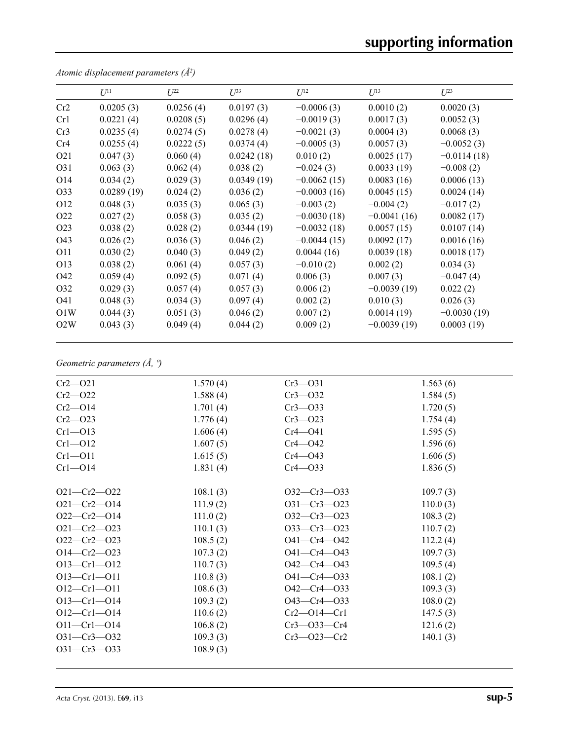*Atomic displacement parameters (Å²)*

| | $U^{11}$ | $U^{22}$ | $U^{33}$ | $U^{12}$ | $U^{13}$ | $U^{23}$ |
|---|---|---|---|---|---|---|
| Cr2 | 0.0205 (3) | 0.0256 (4) | 0.0197 (3) | −0.0006 (3) | 0.0010 (2) | 0.0020 (3) |
| Cr1 | 0.0221 (4) | 0.0208 (5) | 0.0296 (4) | −0.0019 (3) | 0.0017 (3) | 0.0052 (3) |
| Cr3 | 0.0235 (4) | 0.0274 (5) | 0.0278 (4) | −0.0021 (3) | 0.0004 (3) | 0.0068 (3) |
| Cr4 | 0.0255 (4) | 0.0222 (5) | 0.0374 (4) | −0.0005 (3) | 0.0057 (3) | −0.0052 (3) |
| O21 | 0.047 (3) | 0.060 (4) | 0.0242 (18) | 0.010 (2) | 0.0025 (17) | −0.0114 (18) |
| O31 | 0.063 (3) | 0.062 (4) | 0.038 (2) | −0.024 (3) | 0.0033 (19) | −0.008 (2) |
| O14 | 0.034 (2) | 0.029 (3) | 0.0349 (19) | −0.0062 (15) | 0.0083 (16) | 0.0006 (13) |
| O33 | 0.0289 (19) | 0.024 (2) | 0.036 (2) | −0.0003 (16) | 0.0045 (15) | 0.0024 (14) |
| O12 | 0.048 (3) | 0.035 (3) | 0.065 (3) | −0.003 (2) | −0.004 (2) | −0.017 (2) |
| O22 | 0.027 (2) | 0.058 (3) | 0.035 (2) | −0.0030 (18) | −0.0041 (16) | 0.0082 (17) |
| O23 | 0.038 (2) | 0.028 (2) | 0.0344 (19) | −0.0032 (18) | 0.0057 (15) | 0.0107 (14) |
| O43 | 0.026 (2) | 0.036 (3) | 0.046 (2) | −0.0044 (15) | 0.0092 (17) | 0.0016 (16) |
| O11 | 0.030 (2) | 0.040 (3) | 0.049 (2) | 0.0044 (16) | 0.0039 (18) | 0.0018 (17) |
| O13 | 0.038 (2) | 0.061 (4) | 0.057 (3) | −0.010 (2) | 0.002 (2) | 0.034 (3) |
| O42 | 0.059 (4) | 0.092 (5) | 0.071 (4) | 0.006 (3) | 0.007 (3) | −0.047 (4) |
| O32 | 0.029 (3) | 0.057 (4) | 0.057 (3) | 0.006 (2) | −0.0039 (19) | 0.022 (2) |
| O41 | 0.048 (3) | 0.034 (3) | 0.097 (4) | 0.002 (2) | 0.010 (3) | 0.026 (3) |
| O1W | 0.044 (3) | 0.051 (3) | 0.046 (2) | 0.007 (2) | 0.0014 (19) | −0.0030 (19) |
| O2W | 0.043 (3) | 0.049 (4) | 0.044 (2) | 0.009 (2) | −0.0039 (19) | 0.0003 (19) |

*Geometric parameters (Å, º)*

| | | | |
|---|---|---|---|
| Cr2—O21 | 1.570 (4) | Cr3—O31 | 1.563 (6) |
| Cr2—O22 | 1.588 (4) | Cr3—O32 | 1.584 (5) |
| Cr2—O14 | 1.701 (4) | Cr3—O33 | 1.720 (5) |
| Cr2—O23 | 1.776 (4) | Cr3—O23 | 1.754 (4) |
| Cr1—O13 | 1.606 (4) | Cr4—O41 | 1.595 (5) |
| Cr1—O12 | 1.607 (5) | Cr4—O42 | 1.596 (6) |
| Cr1—O11 | 1.615 (5) | Cr4—O43 | 1.606 (5) |
| Cr1—O14 | 1.831 (4) | Cr4—O33 | 1.836 (5) |
| | | | |
| O21—Cr2—O22 | 108.1 (3) | O32—Cr3—O33 | 109.7 (3) |
| O21—Cr2—O14 | 111.9 (2) | O31—Cr3—O23 | 110.0 (3) |
| O22—Cr2—O14 | 111.0 (2) | O32—Cr3—O23 | 108.3 (2) |
| O21—Cr2—O23 | 110.1 (3) | O33—Cr3—O23 | 110.7 (2) |
| O22—Cr2—O23 | 108.5 (2) | O41—Cr4—O42 | 112.2 (4) |
| O14—Cr2—O23 | 107.3 (2) | O41—Cr4—O43 | 109.7 (3) |
| O13—Cr1—O12 | 110.7 (3) | O42—Cr4—O43 | 109.5 (4) |
| O13—Cr1—O11 | 110.8 (3) | O41—Cr4—O33 | 108.1 (2) |
| O12—Cr1—O11 | 108.6 (3) | O42—Cr4—O33 | 109.3 (3) |
| O13—Cr1—O14 | 109.3 (2) | O43—Cr4—O33 | 108.0 (2) |
| O12—Cr1—O14 | 110.6 (2) | Cr2—O14—Cr1 | 147.5 (3) |
| O11—Cr1—O14 | 106.8 (2) | Cr3—O33—Cr4 | 121.6 (2) |
| O31—Cr3—O32 | 109.3 (3) | Cr3—O23—Cr2 | 140.1 (3) |
| O31—Cr3—O33 | 108.9 (3) | | |